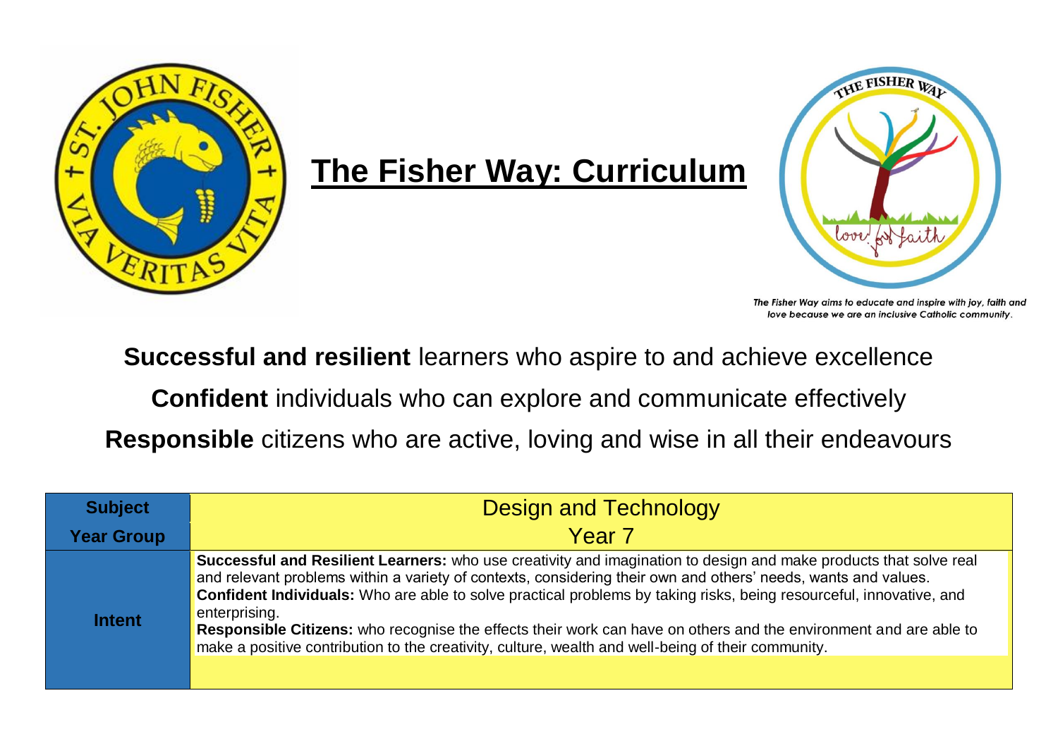# The Fisher Way: Curriculum

*The Fisher Way aims to educate and inspire with joy, faith and love because we are an inclusive Catholic community.*

**Successful and resilient** learners who aspire to and achieve excellence

**Confident** individuals who can explore and communicate effectively

**Responsible** citizens who are active, loving and wise in all their endeavours

| **Subject** | Design and Technology |
|---|---|
| **Year Group** | Year 7 |
| **Intent** | **Successful and Resilient Learners:** who use creativity and imagination to design and make products that solve real and relevant problems within a variety of contexts, considering their own and others' needs, wants and values. **Confident Individuals:** Who are able to solve practical problems by taking risks, being resourceful, innovative, and enterprising. **Responsible Citizens:** who recognise the effects their work can have on others and the environment and are able to make a positive contribution to the creativity, culture, wealth and well-being of their community. |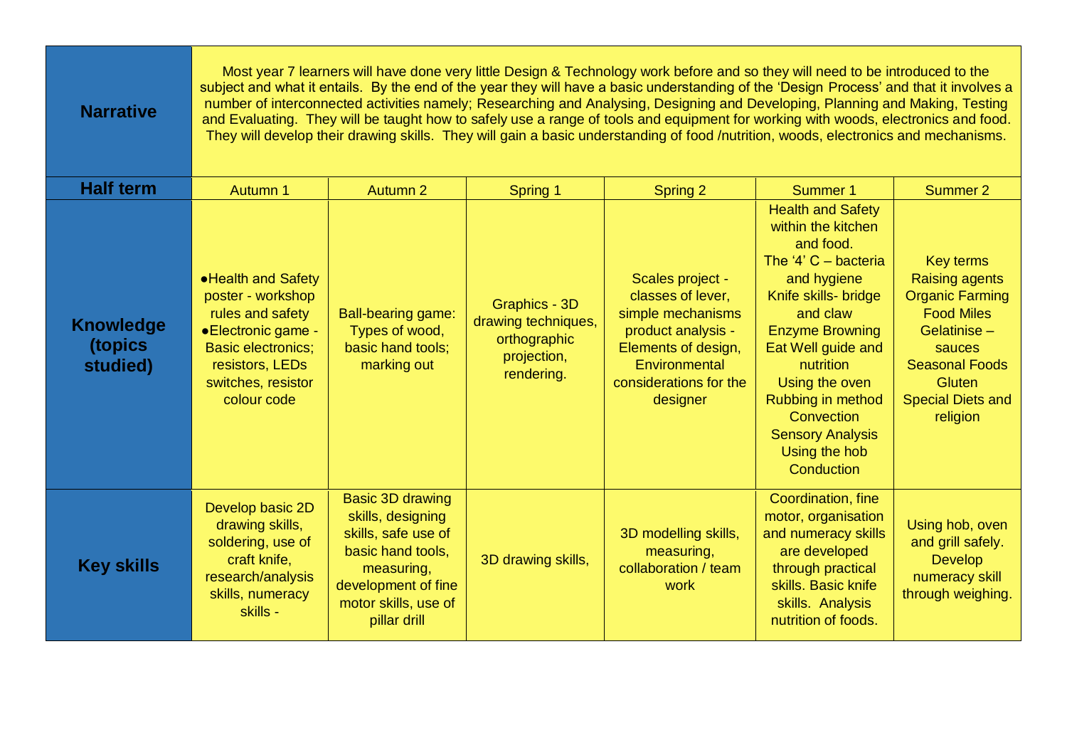| | Autumn 1 | Autumn 2 | Spring 1 | Spring 2 | Summer 1 | Summer 2 |
|---|---|---|---|---|---|---|
| **Narrative** | Most year 7 learners will have done very little Design & Technology work before and so they will need to be introduced to the subject and what it entails. By the end of the year they will have a basic understanding of the 'Design Process' and that it involves a number of interconnected activities namely; Researching and Analysing, Designing and Developing, Planning and Making, Testing and Evaluating. They will be taught how to safely use a range of tools and equipment for working with woods, electronics and food. They will develop their drawing skills. They will gain a basic understanding of food /nutrition, woods, electronics and mechanisms. | | | | | |
| **Half term** | Autumn 1 | Autumn 2 | Spring 1 | Spring 2 | Summer 1 | Summer 2 |
| **Knowledge (topics studied)** | •Health and Safety poster - workshop rules and safety<br>•Electronic game - Basic electronics; resistors, LEDs switches, resistor colour code | Ball-bearing game: Types of wood, basic hand tools; marking out | Graphics - 3D drawing techniques, orthographic projection, rendering. | Scales project - classes of lever, simple mechanisms product analysis - Elements of design, Environmental considerations for the designer | Health and Safety within the kitchen and food.<br>The '4' C – bacteria and hygiene<br>Knife skills- bridge and claw<br>Enzyme Browning<br>Eat Well guide and nutrition<br>Using the oven<br>Rubbing in method<br>Convection<br>Sensory Analysis<br>Using the hob<br>Conduction | Key terms<br>Raising agents<br>Organic Farming<br>Food Miles<br>Gelatinise – sauces<br>Seasonal Foods<br>Gluten<br>Special Diets and religion |
| **Key skills** | Develop basic 2D drawing skills, soldering, use of craft knife, research/analysis skills, numeracy skills - | Basic 3D drawing skills, designing skills, safe use of basic hand tools, measuring, development of fine motor skills, use of pillar drill | 3D drawing skills, | 3D modelling skills, measuring, collaboration / team work | Coordination, fine motor, organisation and numeracy skills are developed through practical skills. Basic knife skills. Analysis nutrition of foods. | Using hob, oven and grill safely. Develop numeracy skill through weighing. |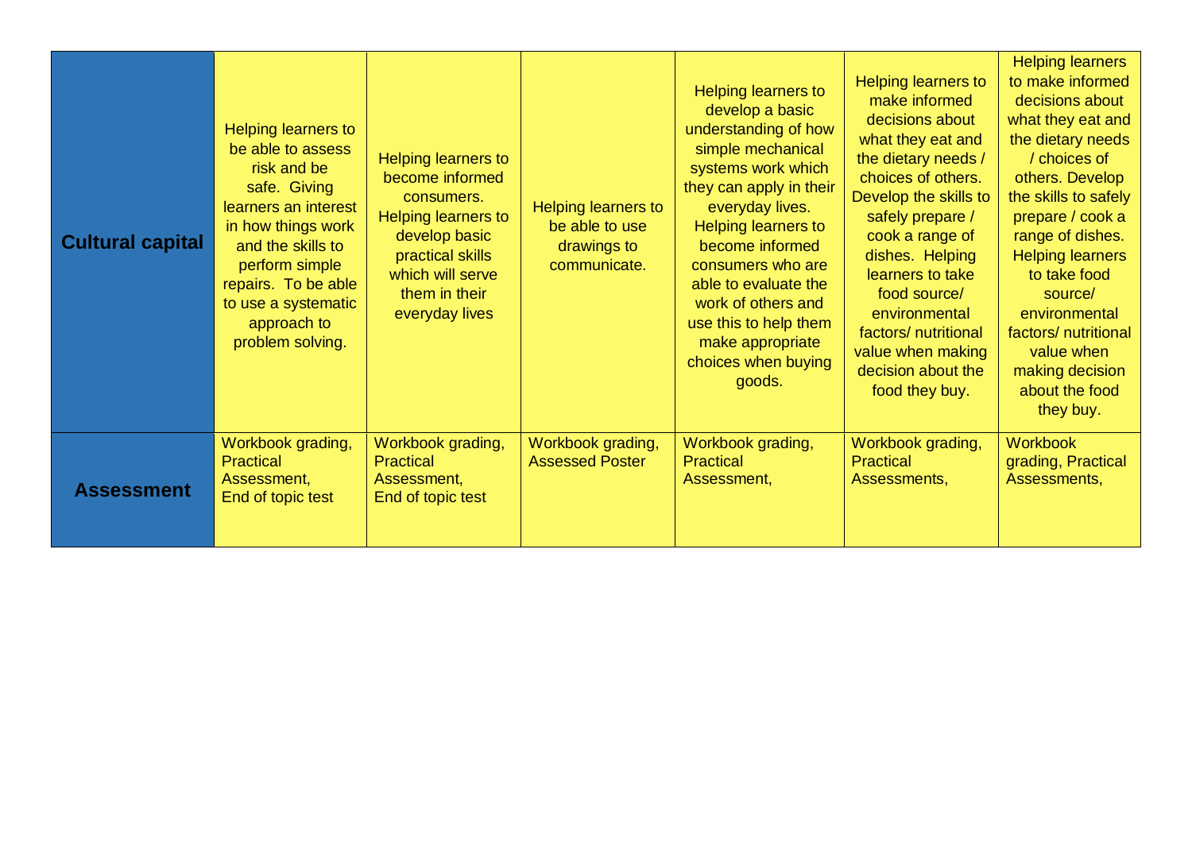| | | | | | | |
|---|---|---|---|---|---|---|
| **Cultural capital** | Helping learners to be able to assess risk and be safe. Giving learners an interest in how things work and the skills to perform simple repairs. To be able to use a systematic approach to problem solving. | Helping learners to become informed consumers. Helping learners to develop basic practical skills which will serve them in their everyday lives | Helping learners to be able to use drawings to communicate. | Helping learners to develop a basic understanding of how simple mechanical systems work which they can apply in their everyday lives. Helping learners to become informed consumers who are able to evaluate the work of others and use this to help them make appropriate choices when buying goods. | Helping learners to make informed decisions about what they eat and the dietary needs / choices of others. Develop the skills to safely prepare / cook a range of dishes. Helping learners to take food source/ environmental factors/ nutritional value when making decision about the food they buy. | Helping learners to make informed decisions about what they eat and the dietary needs / choices of others. Develop the skills to safely prepare / cook a range of dishes. Helping learners to take food source/ environmental factors/ nutritional value when making decision about the food they buy. |
| **Assessment** | Workbook grading, Practical Assessment, End of topic test | Workbook grading, Practical Assessment, End of topic test | Workbook grading, Assessed Poster | Workbook grading, Practical Assessment, | Workbook grading, Practical Assessments, | Workbook grading, Practical Assessments, |